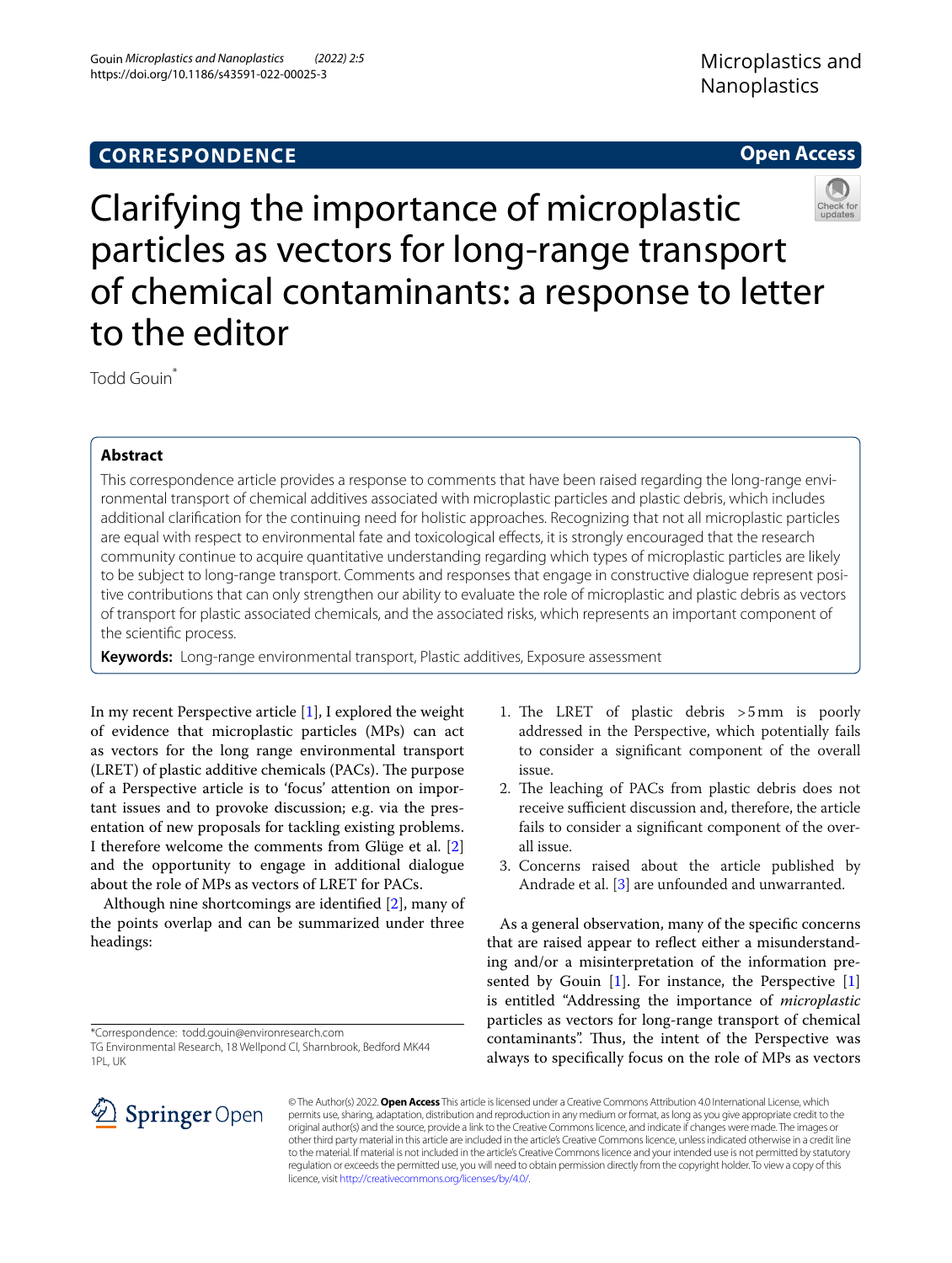CORRESPONDENCE

Open Access

# Clarifying the importance of microplastic particles as vectors for long-range transport of chemical contaminants: a response to letter to the editor

Todd Gouin*

## Abstract

This correspondence article provides a response to comments that have been raised regarding the long-range environmental transport of chemical additives associated with microplastic particles and plastic debris, which includes additional clarification for the continuing need for holistic approaches. Recognizing that not all microplastic particles are equal with respect to environmental fate and toxicological effects, it is strongly encouraged that the research community continue to acquire quantitative understanding regarding which types of microplastic particles are likely to be subject to long-range transport. Comments and responses that engage in constructive dialogue represent positive contributions that can only strengthen our ability to evaluate the role of microplastic and plastic debris as vectors of transport for plastic associated chemicals, and the associated risks, which represents an important component of the scientific process.

**Keywords:** Long-range environmental transport, Plastic additives, Exposure assessment

In my recent Perspective article [1], I explored the weight of evidence that microplastic particles (MPs) can act as vectors for the long range environmental transport (LRET) of plastic additive chemicals (PACs). The purpose of a Perspective article is to 'focus' attention on important issues and to provoke discussion; e.g. via the presentation of new proposals for tackling existing problems. I therefore welcome the comments from Glüge et al. [2] and the opportunity to engage in additional dialogue about the role of MPs as vectors of LRET for PACs.

Although nine shortcomings are identified [2], many of the points overlap and can be summarized under three headings:

1. The LRET of plastic debris >5 mm is poorly addressed in the Perspective, which potentially fails to consider a significant component of the overall issue.
2. The leaching of PACs from plastic debris does not receive sufficient discussion and, therefore, the article fails to consider a significant component of the overall issue.
3. Concerns raised about the article published by Andrade et al. [3] are unfounded and unwarranted.

As a general observation, many of the specific concerns that are raised appear to reflect either a misunderstanding and/or a misinterpretation of the information presented by Gouin [1]. For instance, the Perspective [1] is entitled "Addressing the importance of *microplastic* particles as vectors for long-range transport of chemical contaminants". Thus, the intent of the Perspective was always to specifically focus on the role of MPs as vectors

*Correspondence: todd.gouin@environresearch.com
TG Environmental Research, 18 Wellpond Cl, Sharnbrook, Bedford MK44 1PL, UK

© The Author(s) 2022. **Open Access** This article is licensed under a Creative Commons Attribution 4.0 International License, which permits use, sharing, adaptation, distribution and reproduction in any medium or format, as long as you give appropriate credit to the original author(s) and the source, provide a link to the Creative Commons licence, and indicate if changes were made. The images or other third party material in this article are included in the article's Creative Commons licence, unless indicated otherwise in a credit line to the material. If material is not included in the article's Creative Commons licence and your intended use is not permitted by statutory regulation or exceeds the permitted use, you will need to obtain permission directly from the copyright holder. To view a copy of this licence, visit http://creativecommons.org/licenses/by/4.0/.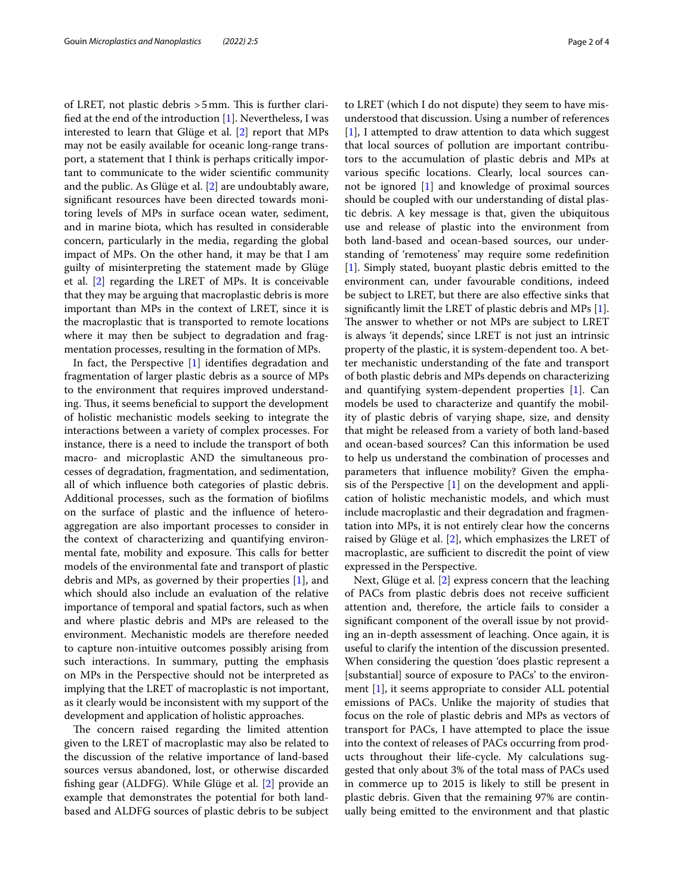of LRET, not plastic debris >5 mm. This is further clarified at the end of the introduction [1]. Nevertheless, I was interested to learn that Glüge et al. [2] report that MPs may not be easily available for oceanic long-range transport, a statement that I think is perhaps critically important to communicate to the wider scientific community and the public. As Glüge et al. [2] are undoubtably aware, significant resources have been directed towards monitoring levels of MPs in surface ocean water, sediment, and in marine biota, which has resulted in considerable concern, particularly in the media, regarding the global impact of MPs. On the other hand, it may be that I am guilty of misinterpreting the statement made by Glüge et al. [2] regarding the LRET of MPs. It is conceivable that they may be arguing that macroplastic debris is more important than MPs in the context of LRET, since it is the macroplastic that is transported to remote locations where it may then be subject to degradation and fragmentation processes, resulting in the formation of MPs.

In fact, the Perspective [1] identifies degradation and fragmentation of larger plastic debris as a source of MPs to the environment that requires improved understanding. Thus, it seems beneficial to support the development of holistic mechanistic models seeking to integrate the interactions between a variety of complex processes. For instance, there is a need to include the transport of both macro- and microplastic AND the simultaneous processes of degradation, fragmentation, and sedimentation, all of which influence both categories of plastic debris. Additional processes, such as the formation of biofilms on the surface of plastic and the influence of hetero-aggregation are also important processes to consider in the context of characterizing and quantifying environmental fate, mobility and exposure. This calls for better models of the environmental fate and transport of plastic debris and MPs, as governed by their properties [1], and which should also include an evaluation of the relative importance of temporal and spatial factors, such as when and where plastic debris and MPs are released to the environment. Mechanistic models are therefore needed to capture non-intuitive outcomes possibly arising from such interactions. In summary, putting the emphasis on MPs in the Perspective should not be interpreted as implying that the LRET of macroplastic is not important, as it clearly would be inconsistent with my support of the development and application of holistic approaches.

The concern raised regarding the limited attention given to the LRET of macroplastic may also be related to the discussion of the relative importance of land-based sources versus abandoned, lost, or otherwise discarded fishing gear (ALDFG). While Glüge et al. [2] provide an example that demonstrates the potential for both land-based and ALDFG sources of plastic debris to be subject to LRET (which I do not dispute) they seem to have misunderstood that discussion. Using a number of references [1], I attempted to draw attention to data which suggest that local sources of pollution are important contributors to the accumulation of plastic debris and MPs at various specific locations. Clearly, local sources cannot be ignored [1] and knowledge of proximal sources should be coupled with our understanding of distal plastic debris. A key message is that, given the ubiquitous use and release of plastic into the environment from both land-based and ocean-based sources, our understanding of 'remoteness' may require some redefinition [1]. Simply stated, buoyant plastic debris emitted to the environment can, under favourable conditions, indeed be subject to LRET, but there are also effective sinks that significantly limit the LRET of plastic debris and MPs [1]. The answer to whether or not MPs are subject to LRET is always 'it depends', since LRET is not just an intrinsic property of the plastic, it is system-dependent too. A better mechanistic understanding of the fate and transport of both plastic debris and MPs depends on characterizing and quantifying system-dependent properties [1]. Can models be used to characterize and quantify the mobility of plastic debris of varying shape, size, and density that might be released from a variety of both land-based and ocean-based sources? Can this information be used to help us understand the combination of processes and parameters that influence mobility? Given the emphasis of the Perspective [1] on the development and application of holistic mechanistic models, and which must include macroplastic and their degradation and fragmentation into MPs, it is not entirely clear how the concerns raised by Glüge et al. [2], which emphasizes the LRET of macroplastic, are sufficient to discredit the point of view expressed in the Perspective.

Next, Glüge et al. [2] express concern that the leaching of PACs from plastic debris does not receive sufficient attention and, therefore, the article fails to consider a significant component of the overall issue by not providing an in-depth assessment of leaching. Once again, it is useful to clarify the intention of the discussion presented. When considering the question 'does plastic represent a [substantial] source of exposure to PACs' to the environment [1], it seems appropriate to consider ALL potential emissions of PACs. Unlike the majority of studies that focus on the role of plastic debris and MPs as vectors of transport for PACs, I have attempted to place the issue into the context of releases of PACs occurring from products throughout their life-cycle. My calculations suggested that only about 3% of the total mass of PACs used in commerce up to 2015 is likely to still be present in plastic debris. Given that the remaining 97% are continually being emitted to the environment and that plastic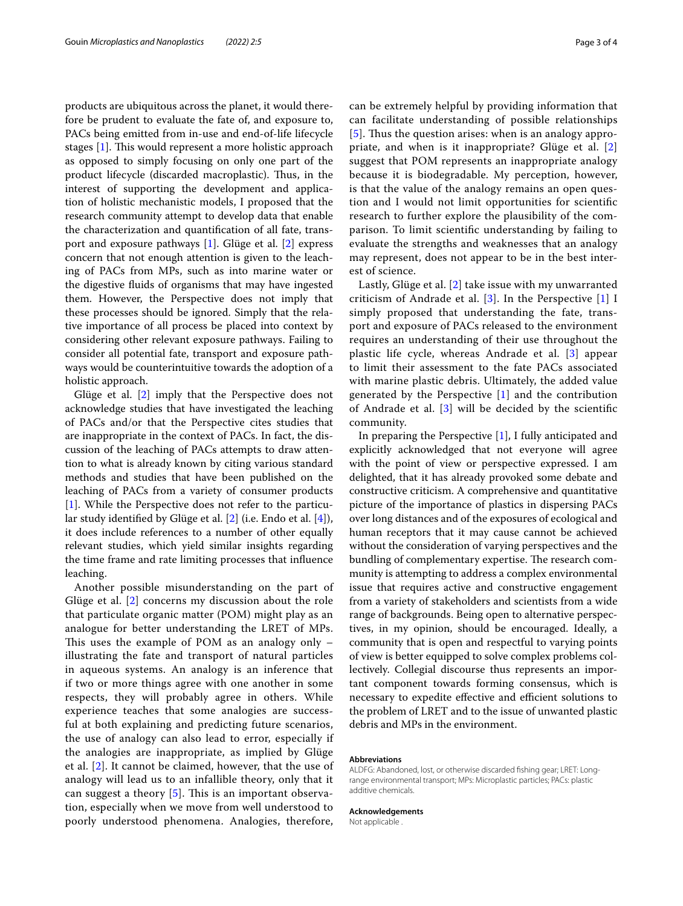products are ubiquitous across the planet, it would therefore be prudent to evaluate the fate of, and exposure to, PACs being emitted from in-use and end-of-life lifecycle stages [1]. This would represent a more holistic approach as opposed to simply focusing on only one part of the product lifecycle (discarded macroplastic). Thus, in the interest of supporting the development and application of holistic mechanistic models, I proposed that the research community attempt to develop data that enable the characterization and quantification of all fate, transport and exposure pathways [1]. Glüge et al. [2] express concern that not enough attention is given to the leaching of PACs from MPs, such as into marine water or the digestive fluids of organisms that may have ingested them. However, the Perspective does not imply that these processes should be ignored. Simply that the relative importance of all process be placed into context by considering other relevant exposure pathways. Failing to consider all potential fate, transport and exposure pathways would be counterintuitive towards the adoption of a holistic approach.

Glüge et al. [2] imply that the Perspective does not acknowledge studies that have investigated the leaching of PACs and/or that the Perspective cites studies that are inappropriate in the context of PACs. In fact, the discussion of the leaching of PACs attempts to draw attention to what is already known by citing various standard methods and studies that have been published on the leaching of PACs from a variety of consumer products [1]. While the Perspective does not refer to the particular study identified by Glüge et al. [2] (i.e. Endo et al. [4]), it does include references to a number of other equally relevant studies, which yield similar insights regarding the time frame and rate limiting processes that influence leaching.

Another possible misunderstanding on the part of Glüge et al. [2] concerns my discussion about the role that particulate organic matter (POM) might play as an analogue for better understanding the LRET of MPs. This uses the example of POM as an analogy only – illustrating the fate and transport of natural particles in aqueous systems. An analogy is an inference that if two or more things agree with one another in some respects, they will probably agree in others. While experience teaches that some analogies are successful at both explaining and predicting future scenarios, the use of analogy can also lead to error, especially if the analogies are inappropriate, as implied by Glüge et al. [2]. It cannot be claimed, however, that the use of analogy will lead us to an infallible theory, only that it can suggest a theory [5]. This is an important observation, especially when we move from well understood to poorly understood phenomena. Analogies, therefore, can be extremely helpful by providing information that can facilitate understanding of possible relationships [5]. Thus the question arises: when is an analogy appropriate, and when is it inappropriate? Glüge et al. [2] suggest that POM represents an inappropriate analogy because it is biodegradable. My perception, however, is that the value of the analogy remains an open question and I would not limit opportunities for scientific research to further explore the plausibility of the comparison. To limit scientific understanding by failing to evaluate the strengths and weaknesses that an analogy may represent, does not appear to be in the best interest of science.

Lastly, Glüge et al. [2] take issue with my unwarranted criticism of Andrade et al. [3]. In the Perspective [1] I simply proposed that understanding the fate, transport and exposure of PACs released to the environment requires an understanding of their use throughout the plastic life cycle, whereas Andrade et al. [3] appear to limit their assessment to the fate PACs associated with marine plastic debris. Ultimately, the added value generated by the Perspective [1] and the contribution of Andrade et al. [3] will be decided by the scientific community.

In preparing the Perspective [1], I fully anticipated and explicitly acknowledged that not everyone will agree with the point of view or perspective expressed. I am delighted, that it has already provoked some debate and constructive criticism. A comprehensive and quantitative picture of the importance of plastics in dispersing PACs over long distances and of the exposures of ecological and human receptors that it may cause cannot be achieved without the consideration of varying perspectives and the bundling of complementary expertise. The research community is attempting to address a complex environmental issue that requires active and constructive engagement from a variety of stakeholders and scientists from a wide range of backgrounds. Being open to alternative perspectives, in my opinion, should be encouraged. Ideally, a community that is open and respectful to varying points of view is better equipped to solve complex problems collectively. Collegial discourse thus represents an important component towards forming consensus, which is necessary to expedite effective and efficient solutions to the problem of LRET and to the issue of unwanted plastic debris and MPs in the environment.

#### Abbreviations

ALDFG: Abandoned, lost, or otherwise discarded fishing gear; LRET: Long-range environmental transport; MPs: Microplastic particles; PACs: plastic additive chemicals.

#### Acknowledgements

Not applicable .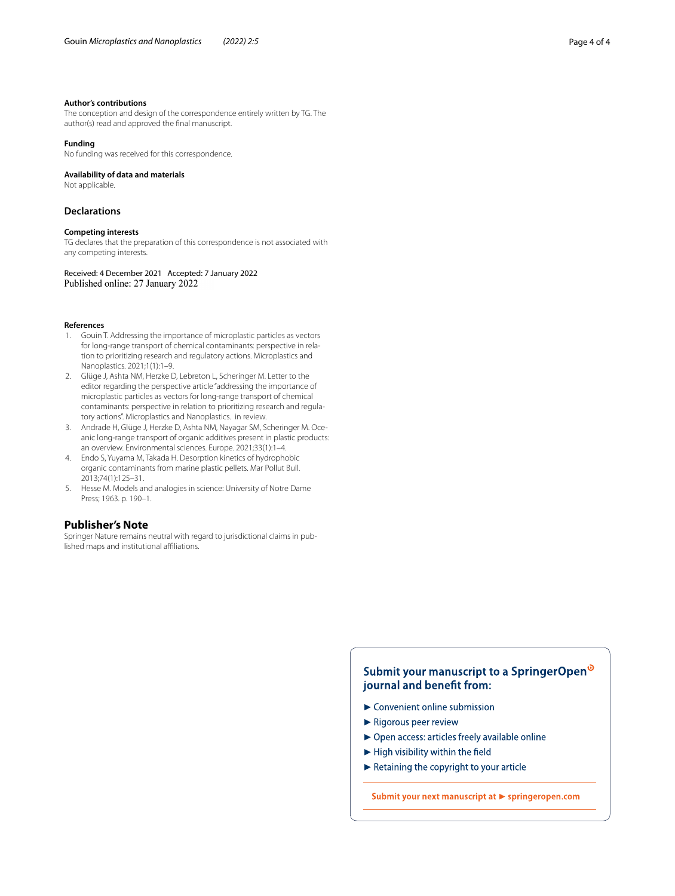### Author's contributions

The conception and design of the correspondence entirely written by TG. The author(s) read and approved the final manuscript.

### Funding

No funding was received for this correspondence.

### Availability of data and materials

Not applicable.

## Declarations

### Competing interests

TG declares that the preparation of this correspondence is not associated with any competing interests.

Received: 4 December 2021 Accepted: 7 January 2022
Published online: 27 January 2022

### References

1. Gouin T. Addressing the importance of microplastic particles as vectors for long-range transport of chemical contaminants: perspective in relation to prioritizing research and regulatory actions. Microplastics and Nanoplastics. 2021;1(1):1–9.
2. Glüge J, Ashta NM, Herzke D, Lebreton L, Scheringer M. Letter to the editor regarding the perspective article "addressing the importance of microplastic particles as vectors for long-range transport of chemical contaminants: perspective in relation to prioritizing research and regulatory actions". Microplastics and Nanoplastics. in review.
3. Andrade H, Glüge J, Herzke D, Ashta NM, Nayagar SM, Scheringer M. Oceanic long-range transport of organic additives present in plastic products: an overview. Environmental sciences. Europe. 2021;33(1):1–4.
4. Endo S, Yuyama M, Takada H. Desorption kinetics of hydrophobic organic contaminants from marine plastic pellets. Mar Pollut Bull. 2013;74(1):125–31.
5. Hesse M. Models and analogies in science: University of Notre Dame Press; 1963. p. 190–1.

## Publisher's Note

Springer Nature remains neutral with regard to jurisdictional claims in published maps and institutional affiliations.

**Submit your manuscript to a SpringerOpen journal and benefit from:**

- Convenient online submission
- Rigorous peer review
- Open access: articles freely available online
- High visibility within the field
- Retaining the copyright to your article

**Submit your next manuscript at ▶ springeropen.com**